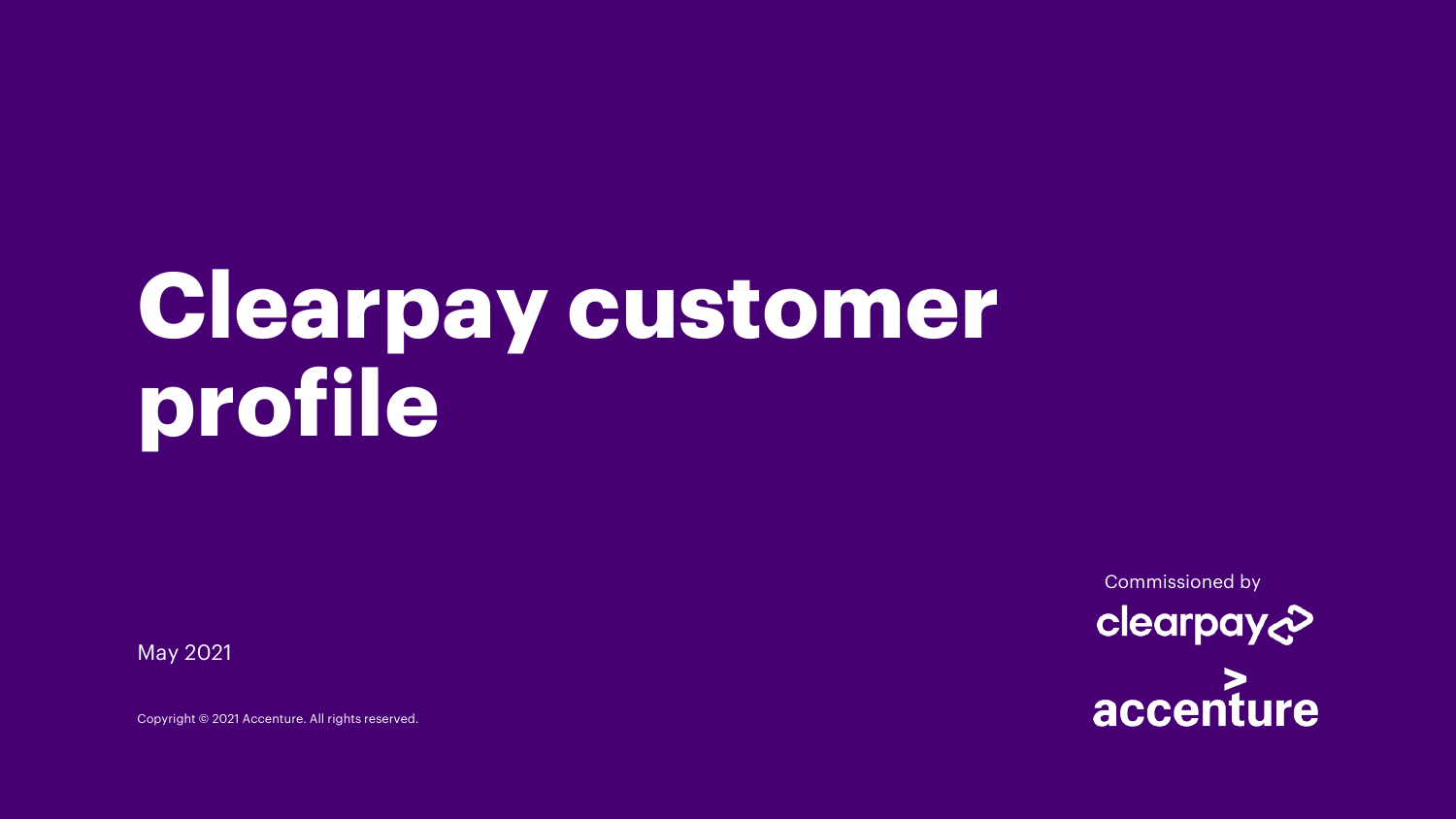# Clearpay customer profile

May 2021

Copyright © 2021 Accenture. All rights reserved.

Commissioned by

clearpay

accenture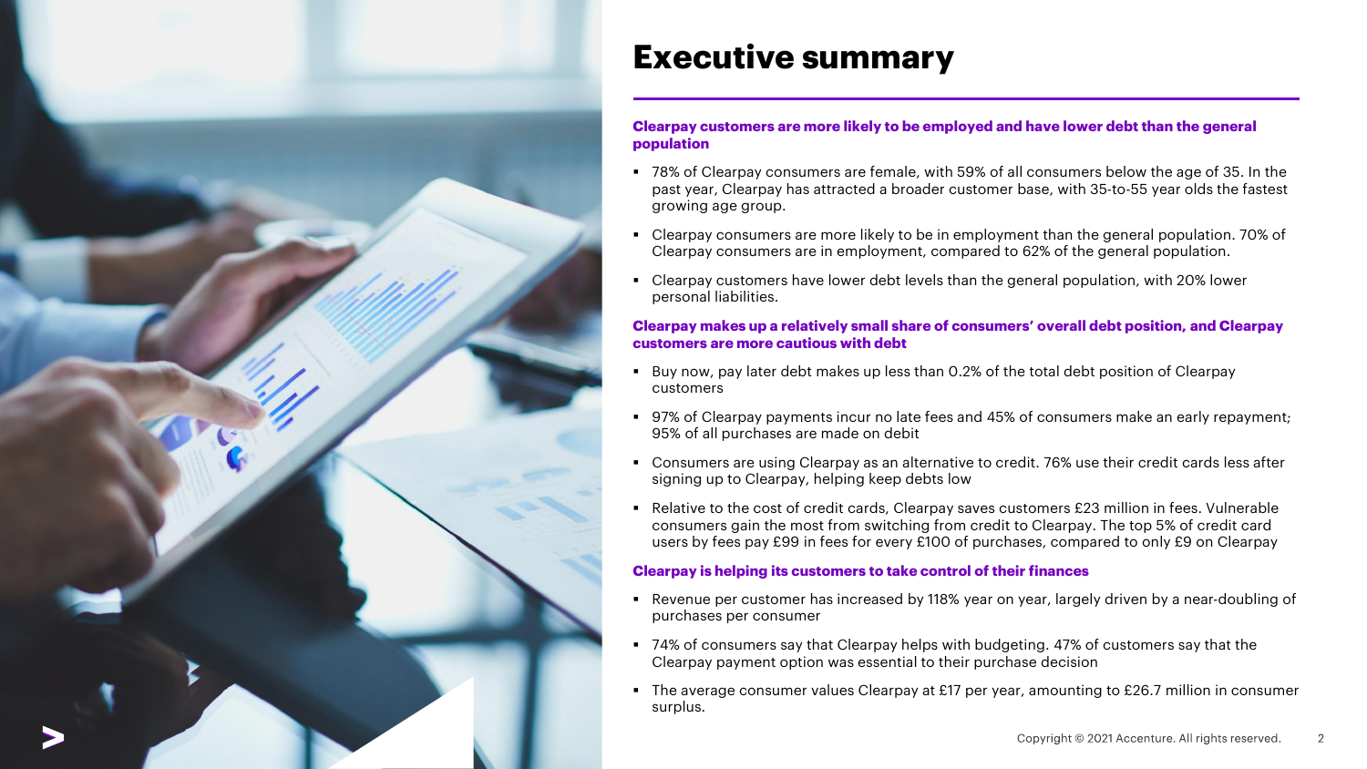# Executive summary

**Clearpay customers are more likely to be employed and have lower debt than the general population**

- 78% of Clearpay consumers are female, with 59% of all consumers below the age of 35. In the past year, Clearpay has attracted a broader customer base, with 35-to-55 year olds the fastest growing age group.
- Clearpay consumers are more likely to be in employment than the general population. 70% of Clearpay consumers are in employment, compared to 62% of the general population.
- Clearpay customers have lower debt levels than the general population, with 20% lower personal liabilities.

**Clearpay makes up a relatively small share of consumers' overall debt position, and Clearpay customers are more cautious with debt**

- Buy now, pay later debt makes up less than 0.2% of the total debt position of Clearpay customers
- 97% of Clearpay payments incur no late fees and 45% of consumers make an early repayment; 95% of all purchases are made on debit
- Consumers are using Clearpay as an alternative to credit. 76% use their credit cards less after signing up to Clearpay, helping keep debts low
- Relative to the cost of credit cards, Clearpay saves customers £23 million in fees. Vulnerable consumers gain the most from switching from credit to Clearpay. The top 5% of credit card users by fees pay £99 in fees for every £100 of purchases, compared to only £9 on Clearpay

**Clearpay is helping its customers to take control of their finances**

- Revenue per customer has increased by 118% year on year, largely driven by a near-doubling of purchases per consumer
- 74% of consumers say that Clearpay helps with budgeting. 47% of customers say that the Clearpay payment option was essential to their purchase decision
- The average consumer values Clearpay at £17 per year, amounting to £26.7 million in consumer surplus.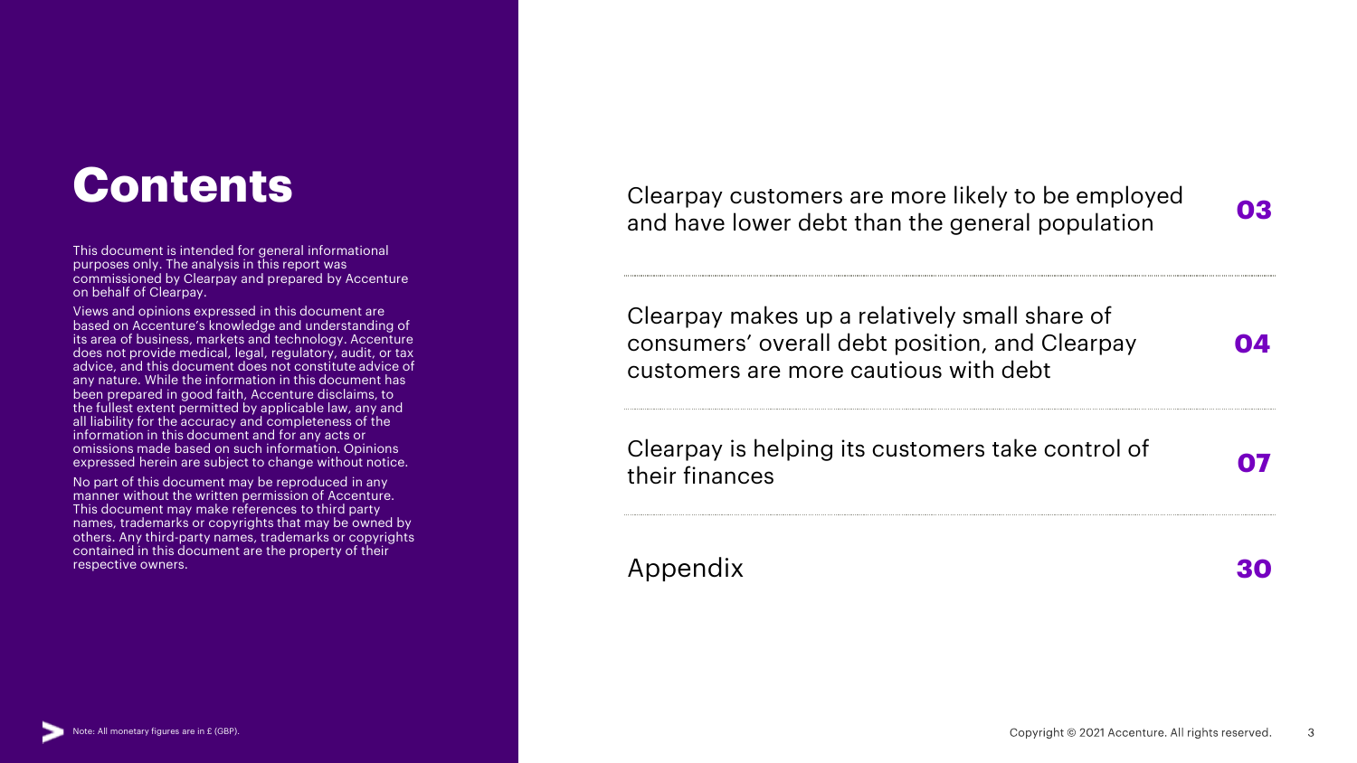# Contents

This document is intended for general informational purposes only. The analysis in this report was commissioned by Clearpay and prepared by Accenture on behalf of Clearpay.

Views and opinions expressed in this document are based on Accenture's knowledge and understanding of its area of business, markets and technology. Accenture does not provide medical, legal, regulatory, audit, or tax advice, and this document does not constitute advice of any nature. While the information in this document has been prepared in good faith, Accenture disclaims, to the fullest extent permitted by applicable law, any and all liability for the accuracy and completeness of the information in this document and for any acts or omissions made based on such information. Opinions expressed herein are subject to change without notice.

No part of this document may be reproduced in any manner without the written permission of Accenture. This document may make references to third party names, trademarks or copyrights that may be owned by others. Any third-party names, trademarks or copyrights contained in this document are the property of their respective owners.

| | |
|---|---|
| Clearpay customers are more likely to be employed and have lower debt than the general population | **03** |
| Clearpay makes up a relatively small share of consumers' overall debt position, and Clearpay customers are more cautious with debt | **04** |
| Clearpay is helping its customers take control of their finances | **07** |
| Appendix | **30** |

Note: All monetary figures are in £ (GBP).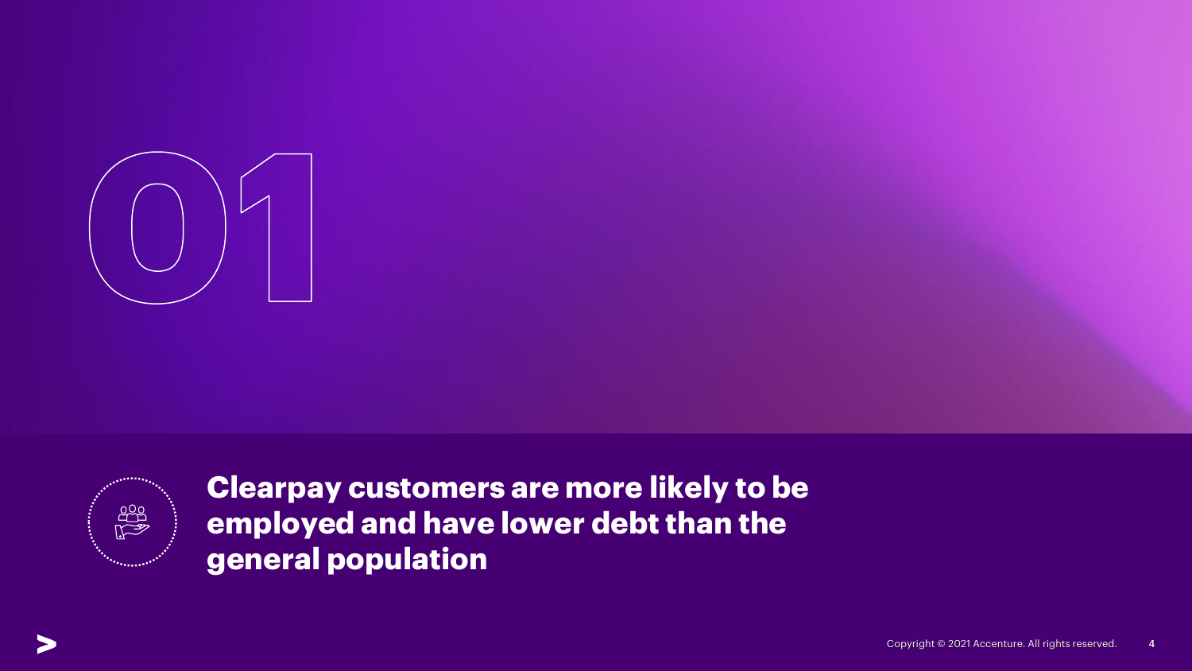# 01

## Clearpay customers are more likely to be employed and have lower debt than the general population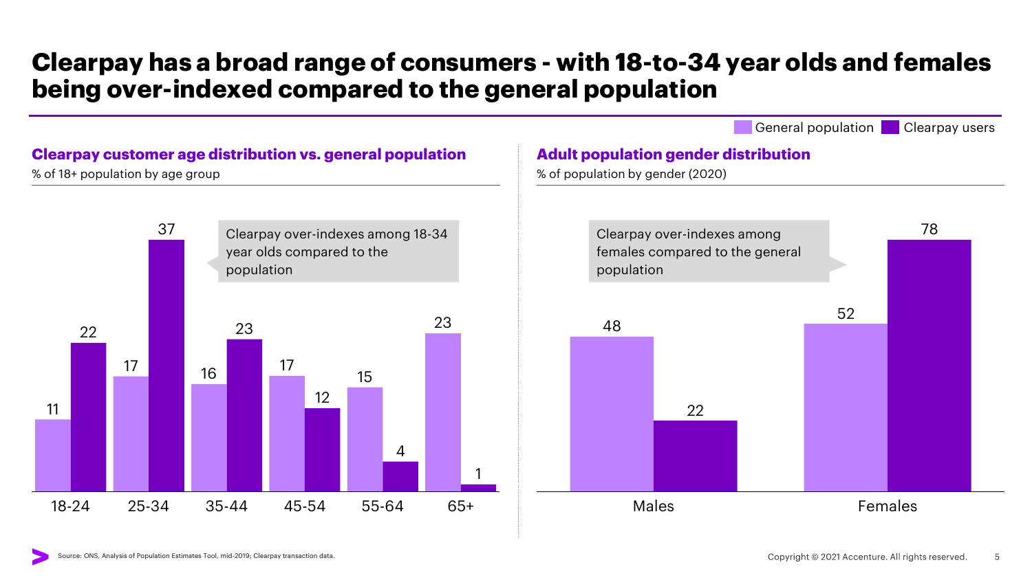# Clearpay has a broad range of consumers - with 18-to-34 year olds and females being over-indexed compared to the general population

Legend: General population | Clearpay users

## Clearpay customer age distribution vs. general population

% of 18+ population by age group

| Age group | General population | Clearpay users |
|---|---|---|
| 18-24 | 11 | 22 |
| 25-34 | 17 | 37 |
| 35-44 | 16 | 23 |
| 45-54 | 17 | 12 |
| 55-64 | 15 | 4 |
| 65+ | 23 | 1 |

Clearpay over-indexes among 18-34 year olds compared to the population

## Adult population gender distribution

% of population by gender (2020)

| Gender | General population | Clearpay users |
|---|---|---|
| Males | 48 | 22 |
| Females | 52 | 78 |

Clearpay over-indexes among females compared to the general population

Source: ONS, Analysis of Population Estimates Tool, mid-2019; Clearpay transaction data.

Copyright © 2021 Accenture. All rights reserved.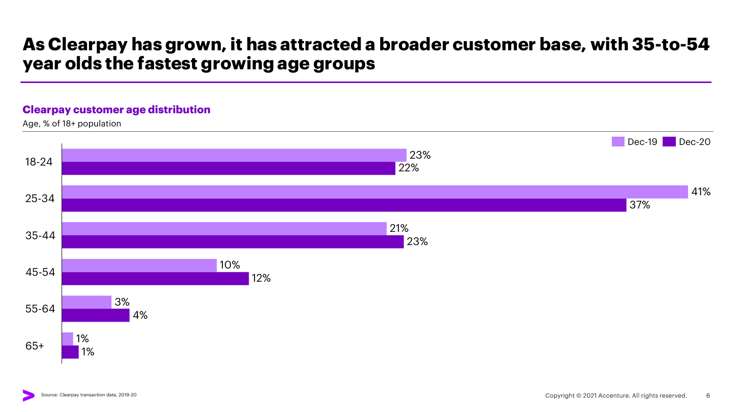# As Clearpay has grown, it has attracted a broader customer base, with 35-to-54 year olds the fastest growing age groups

**Clearpay customer age distribution**

Age, % of 18+ population

| Age | Dec-19 | Dec-20 |
|---|---|---|
| 18-24 | 23% | 22% |
| 25-34 | 41% | 37% |
| 35-44 | 21% | 23% |
| 45-54 | 10% | 12% |
| 55-64 | 3% | 4% |
| 65+ | 1% | 1% |

Source: Clearpay transaction data, 2019-20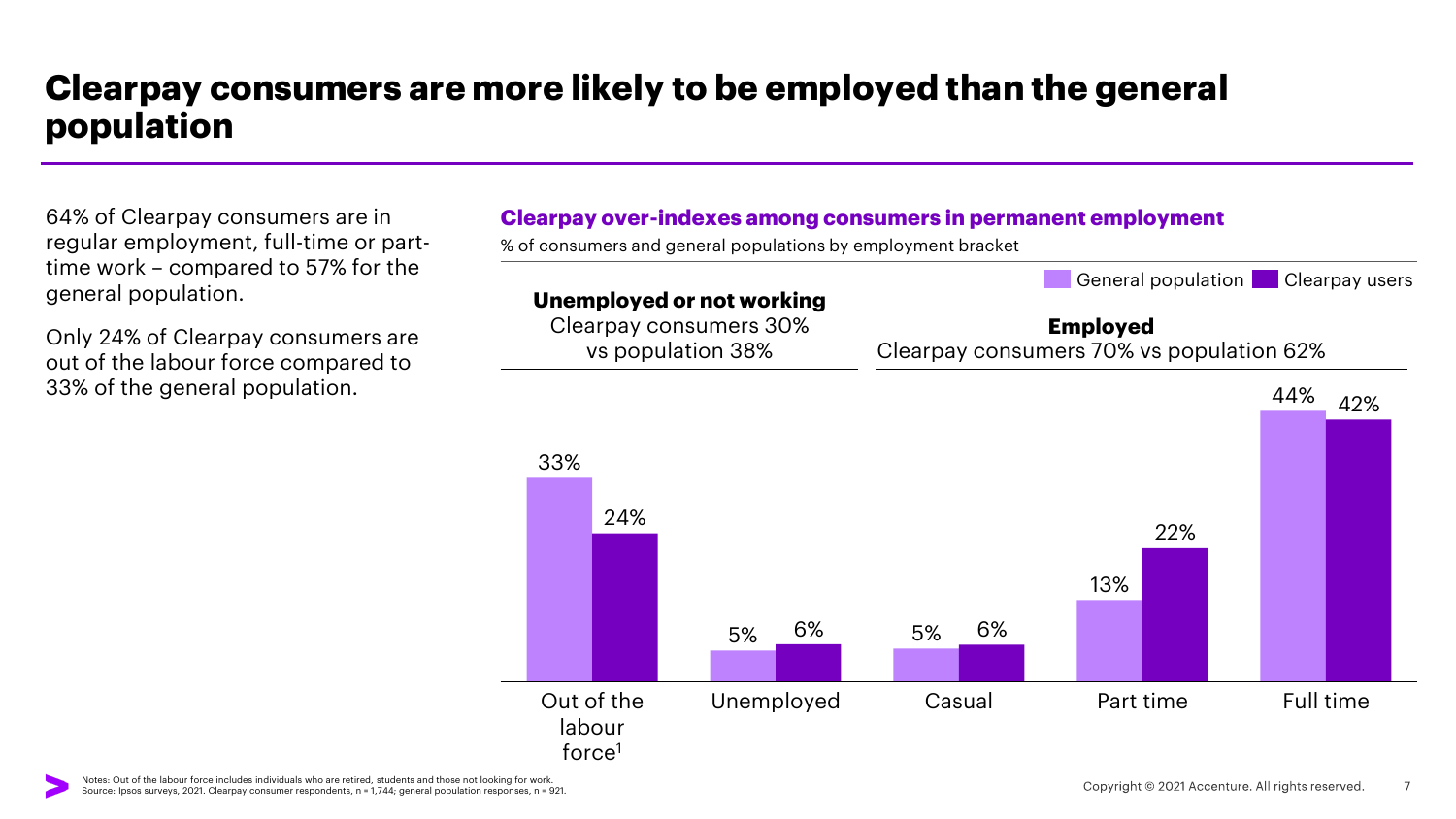# Clearpay consumers are more likely to be employed than the general population

64% of Clearpay consumers are in regular employment, full-time or part-time work – compared to 57% for the general population.

Only 24% of Clearpay consumers are out of the labour force compared to 33% of the general population.

## Clearpay over-indexes among consumers in permanent employment

% of consumers and general populations by employment bracket

**Unemployed or not working**
Clearpay consumers 30% vs population 38%

**Employed**
Clearpay consumers 70% vs population 62%

| Employment bracket | General population | Clearpay users |
|---|---|---|
| Out of the labour force[1] | 33% | 24% |
| Unemployed | 5% | 6% |
| Casual | 5% | 6% |
| Part time | 13% | 22% |
| Full time | 44% | 42% |

Notes: Out of the labour force includes individuals who are retired, students and those not looking for work.
Source: Ipsos surveys, 2021. Clearpay consumer respondents, n = 1,744; general population responses, n = 921.

Copyright © 2021 Accenture. All rights reserved.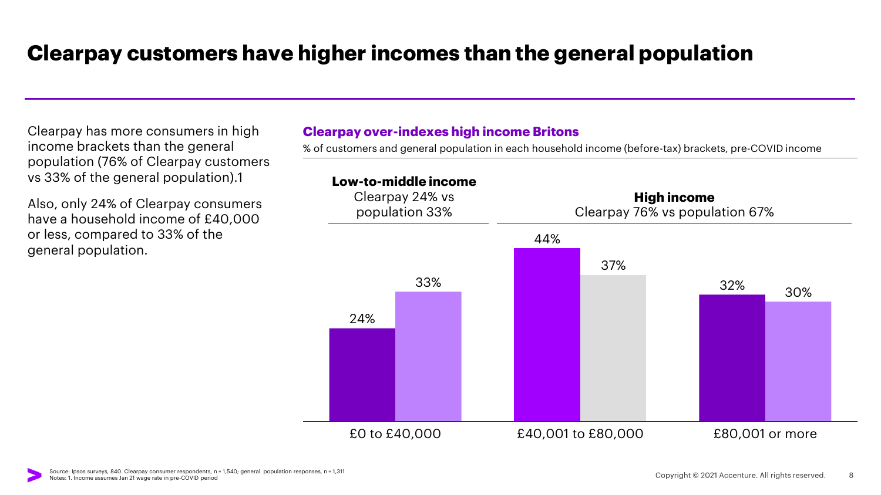# Clearpay customers have higher incomes than the general population

Clearpay has more consumers in high income brackets than the general population (76% of Clearpay customers vs 33% of the general population).1

Also, only 24% of Clearpay consumers have a household income of £40,000 or less, compared to 33% of the general population.

## Clearpay over-indexes high income Britons

% of customers and general population in each household income (before-tax) brackets, pre-COVID income

**Low-to-middle income**
Clearpay 24% vs population 33%

**High income**
Clearpay 76% vs population 67%

| Household income | Clearpay | General population |
|---|---|---|
| £0 to £40,000 | 24% | 33% |
| £40,001 to £80,000 | 44% | 37% |
| £80,001 or more | 32% | 30% |

Source: Ipsos surveys, 840. Clearpay consumer respondents, n = 1,540; general population responses, n = 1,311
Notes: 1. Income assumes Jan 21 wage rate in pre-COVID period

Copyright © 2021 Accenture. All rights reserved.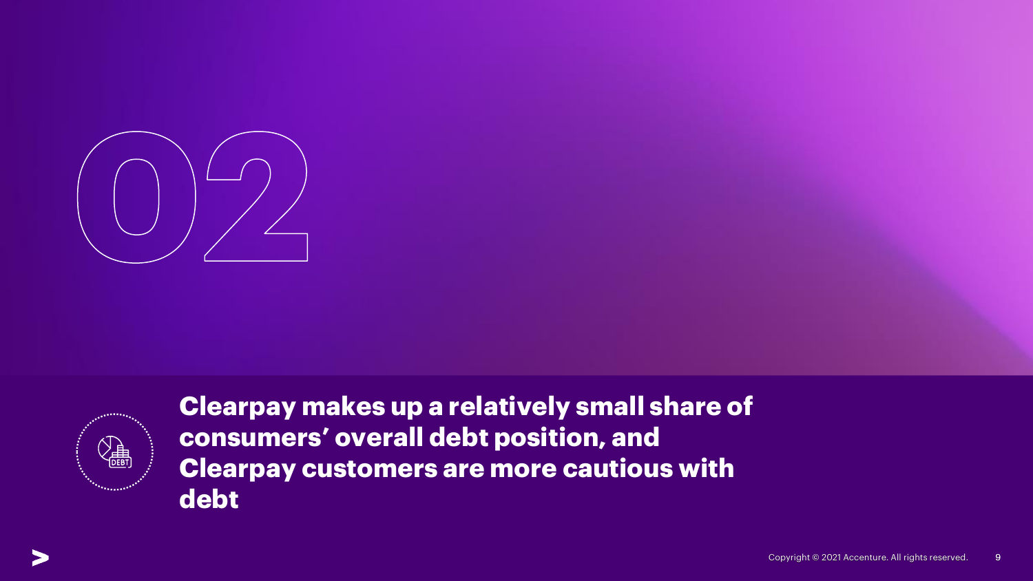# 02

## Clearpay makes up a relatively small share of consumers' overall debt position, and Clearpay customers are more cautious with debt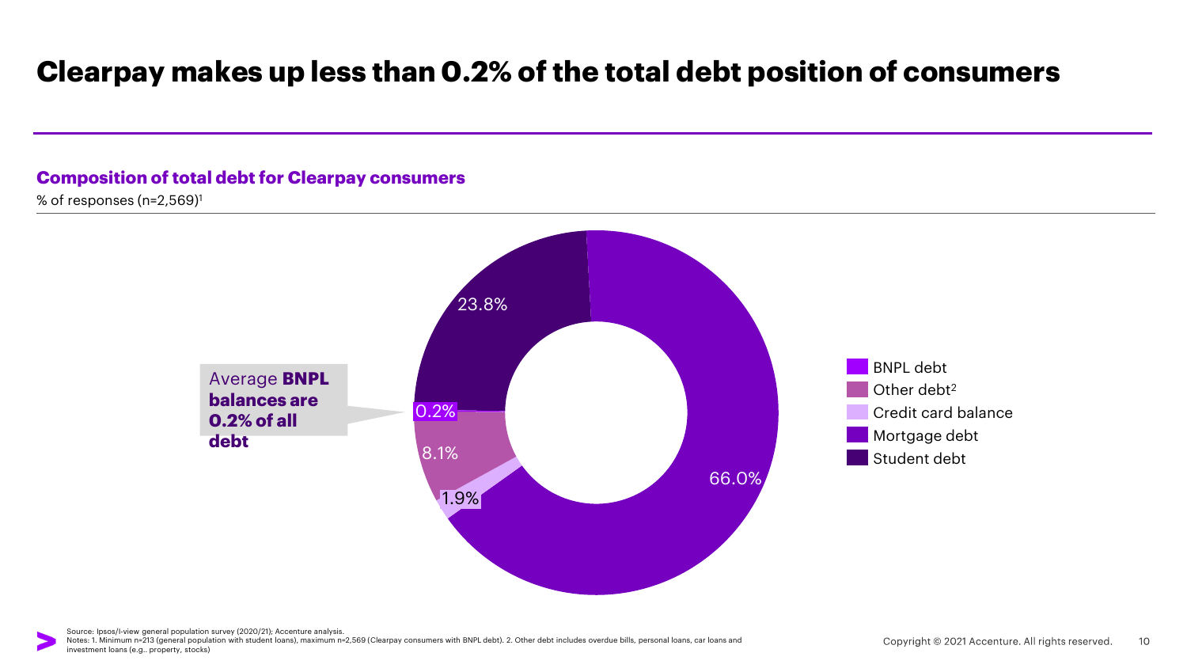# Clearpay makes up less than 0.2% of the total debt position of consumers

## Composition of total debt for Clearpay consumers

% of responses (n=2,569)[1]

| Debt type | % |
| --- | --- |
| BNPL debt | 0.2% |
| Other debt[2] | 8.1% |
| Credit card balance | 1.9% |
| Mortgage debt | 66.0% |
| Student debt | 23.8% |

Average **BNPL balances are 0.2% of all debt**

Source: Ipsos/I-view general population survey (2020/21); Accenture analysis.
Notes: 1. Minimum n=213 (general population with student loans), maximum n=2,569 (Clearpay consumers with BNPL debt). 2. Other debt includes overdue bills, personal loans, car loans and investment loans (e.g., property, stocks)

Copyright © 2021 Accenture. All rights reserved.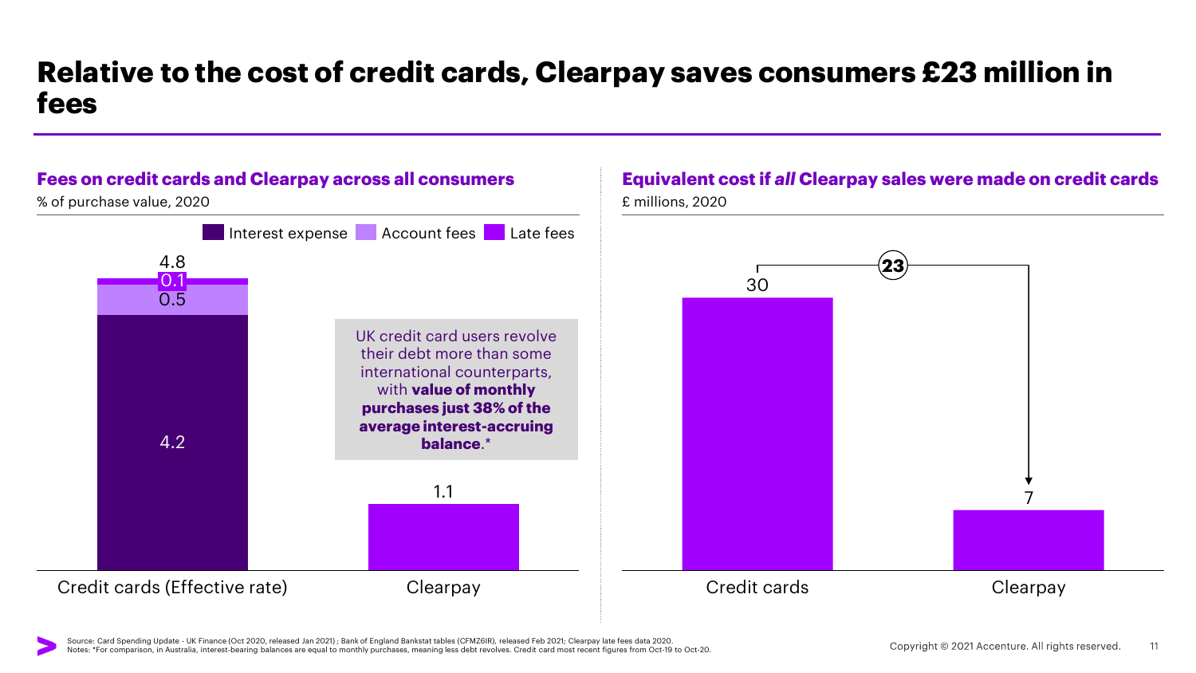# Relative to the cost of credit cards, Clearpay saves consumers £23 million in fees

## Fees on credit cards and Clearpay across all consumers

% of purchase value, 2020

| | Interest expense | Account fees | Late fees | Total |
|---|---|---|---|---|
| Credit cards (Effective rate) | 4.2 | 0.5 | 0.1 | 4.8 |
| Clearpay | | | 1.1 | 1.1 |

UK credit card users revolve their debt more than some international counterparts, with **value of monthly purchases just 38% of the average interest-accruing balance**.*

## Equivalent cost if *all* Clearpay sales were made on credit cards

£ millions, 2020

| | £ millions |
|---|---|
| Credit cards | 30 |
| Clearpay | 7 |
| Difference | 23 |

Source: Card Spending Update - UK Finance (Oct 2020, released Jan 2021) ; Bank of England Bankstat tables (CFMZ6IR), released Feb 2021; Clearpay late fees data 2020.
Notes: *For comparison, in Australia, interest-bearing balances are equal to monthly purchases, meaning less debt revolves. Credit card most recent figures from Oct-19 to Oct-20.

Copyright © 2021 Accenture. All rights reserved.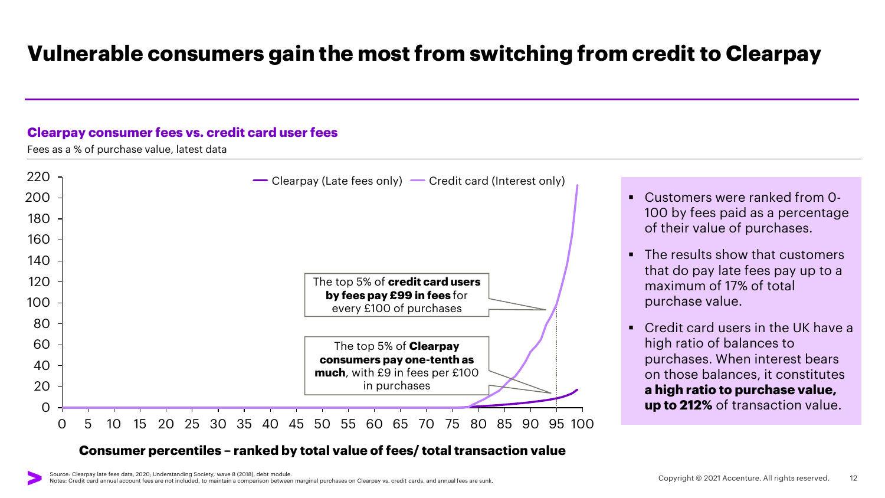# Vulnerable consumers gain the most from switching from credit to Clearpay

## Clearpay consumer fees vs. credit card user fees

Fees as a % of purchase value, latest data

Clearpay (Late fees only) — Credit card (Interest only)

The top 5% of **credit card users by fees pay £99 in fees** for every £100 of purchases

The top 5% of **Clearpay consumers pay one-tenth as much**, with £9 in fees per £100 in purchases

**Consumer percentiles – ranked by total value of fees/ total transaction value**

- Customers were ranked from 0-100 by fees paid as a percentage of their value of purchases.
- The results show that customers that do pay late fees pay up to a maximum of 17% of total purchase value.
- Credit card users in the UK have a high ratio of balances to purchases. When interest bears on those balances, it constitutes **a high ratio to purchase value, up to 212%** of transaction value.

Source: Clearpay late fees data, 2020; Understanding Society, wave 8 (2018), debt module.
Notes: Credit card annual account fees are not included, to maintain a comparison between marginal purchases on Clearpay vs. credit cards, and annual fees are sunk.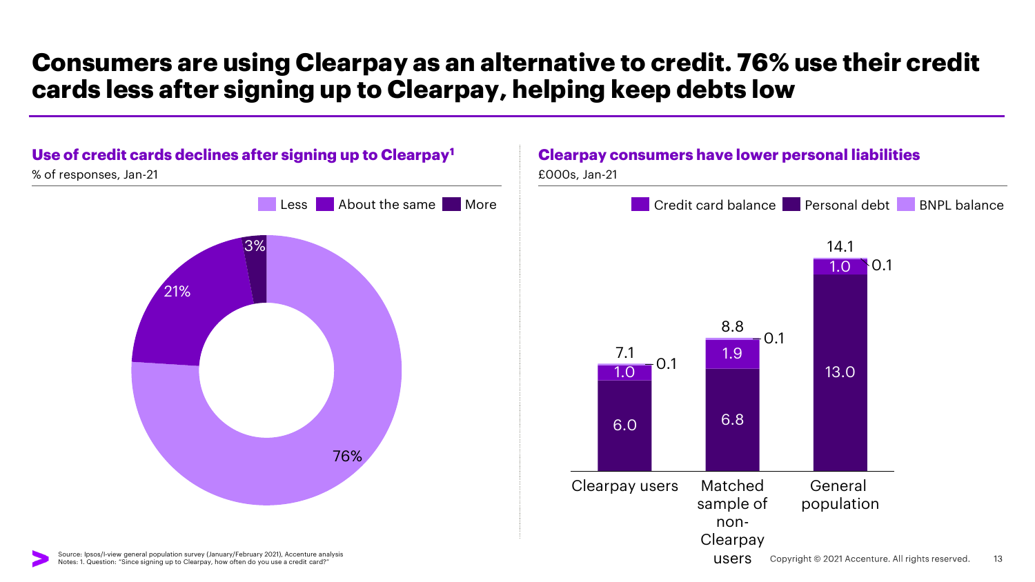# Consumers are using Clearpay as an alternative to credit. 76% use their credit cards less after signing up to Clearpay, helping keep debts low

## Use of credit cards declines after signing up to Clearpay[1]

% of responses, Jan-21

| Response | % |
| --- | --- |
| Less | 76% |
| About the same | 21% |
| More | 3% |

## Clearpay consumers have lower personal liabilities

£000s, Jan-21

| | Personal debt | Credit card balance | BNPL balance | Total |
| --- | --- | --- | --- | --- |
| Clearpay users | 6.0 | 1.0 | 0.1 | 7.1 |
| Matched sample of non-Clearpay users | 6.8 | 1.9 | 0.1 | 8.8 |
| General population | 13.0 | 1.0 | 0.1 | 14.1 |

Source: Ipsos/I-view general population survey (January/February 2021), Accenture analysis
Notes: 1. Question: "Since signing up to Clearpay, how often do you use a credit card?"

Copyright © 2021 Accenture. All rights reserved.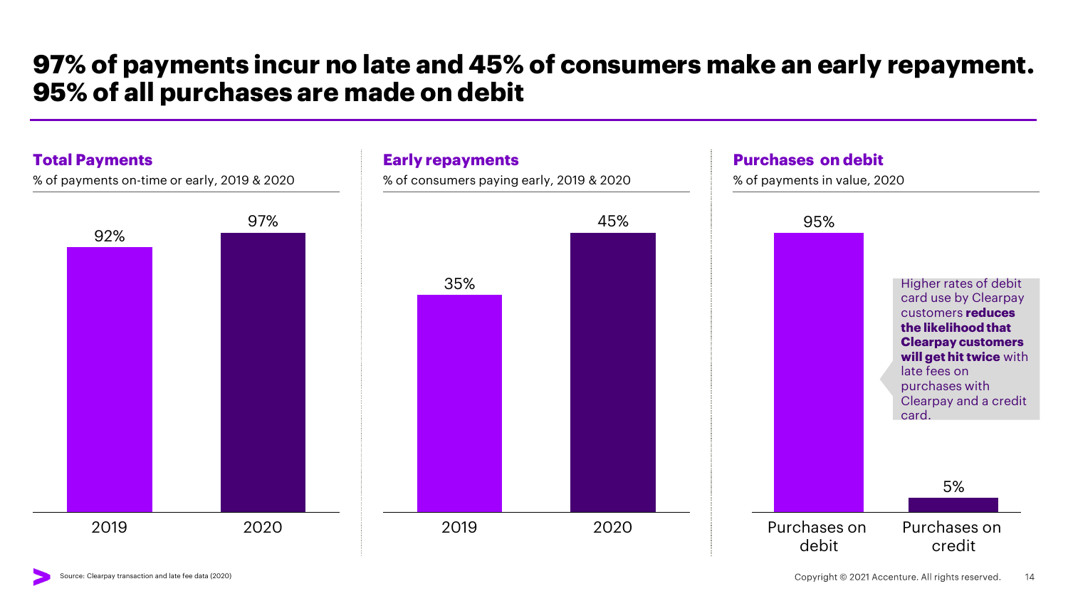# 97% of payments incur no late and 45% of consumers make an early repayment. 95% of all purchases are made on debit

## Total Payments

% of payments on-time or early, 2019 & 2020

| Year | % |
| --- | --- |
| 2019 | 92% |
| 2020 | 97% |

## Early repayments

% of consumers paying early, 2019 & 2020

| Year | % |
| --- | --- |
| 2019 | 35% |
| 2020 | 45% |

## Purchases on debit

% of payments in value, 2020

| Category | % |
| --- | --- |
| Purchases on debit | 95% |
| Purchases on credit | 5% |

Higher rates of debit card use by Clearpay customers **reduces the likelihood that Clearpay customers will get hit twice** with late fees on purchases with Clearpay and a credit card.

Source: Clearpay transaction and late fee data (2020)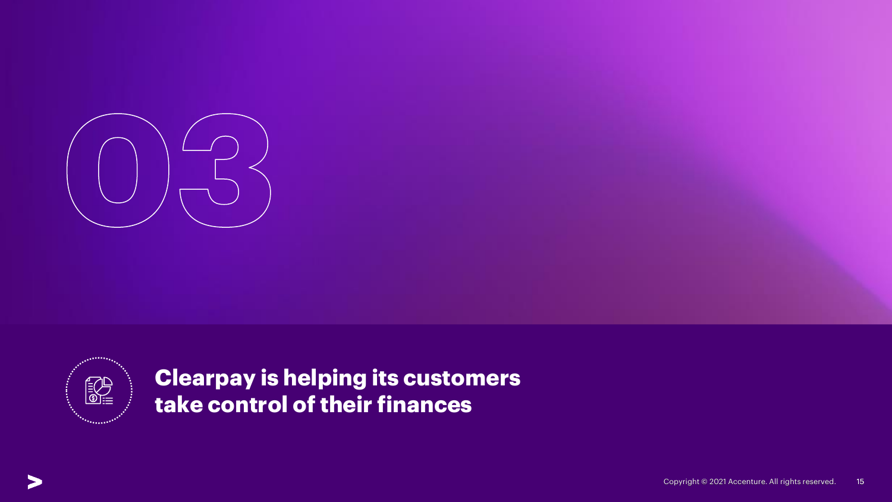# 03

## Clearpay is helping its customers take control of their finances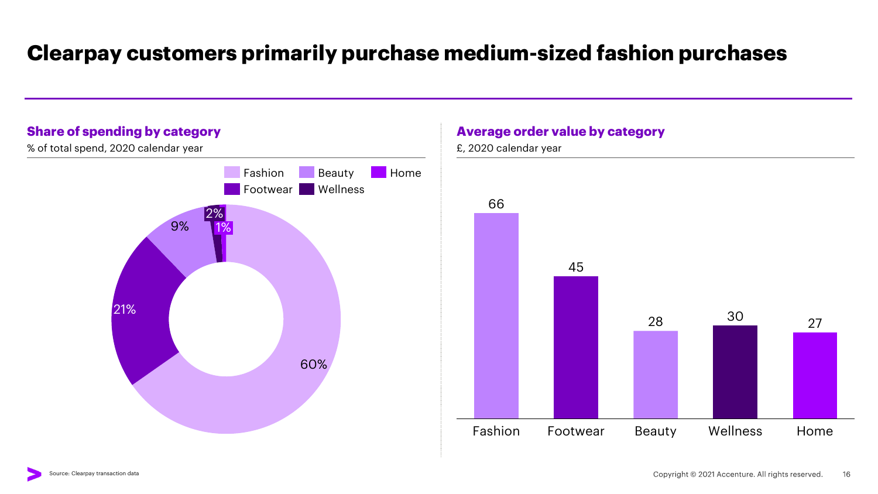# Clearpay customers primarily purchase medium-sized fashion purchases

## Share of spending by category

% of total spend, 2020 calendar year

| Category | Share |
| --- | --- |
| Fashion | 60% |
| Footwear | 21% |
| Beauty | 9% |
| Wellness | 2% |
| Home | 1% |

## Average order value by category

£, 2020 calendar year

| Category | Average order value |
| --- | --- |
| Fashion | 66 |
| Footwear | 45 |
| Beauty | 28 |
| Wellness | 30 |
| Home | 27 |

Source: Clearpay transaction data

Copyright © 2021 Accenture. All rights reserved.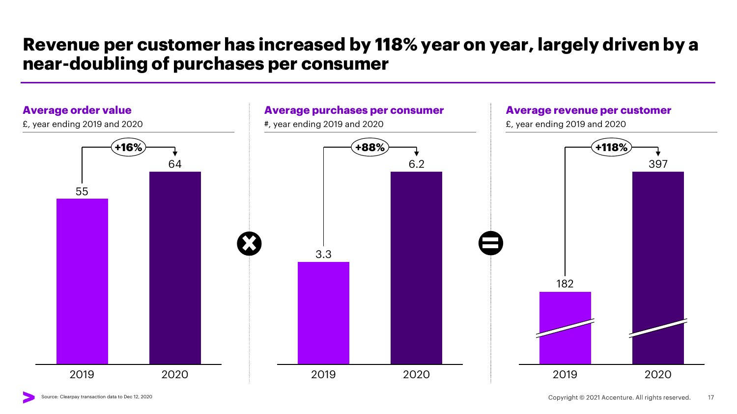# Revenue per customer has increased by 118% year on year, largely driven by a near-doubling of purchases per consumer

### Average order value

£, year ending 2019 and 2020

| Year | Value |
|---|---|
| 2019 | 55 |
| 2020 | 64 |

+16%

### Average purchases per consumer

#, year ending 2019 and 2020

| Year | Value |
|---|---|
| 2019 | 3.3 |
| 2020 | 6.2 |

+88%

### Average revenue per customer

£, year ending 2019 and 2020

| Year | Value |
|---|---|
| 2019 | 182 |
| 2020 | 397 |

+118%

Source: Clearpay transaction data to Dec 12, 2020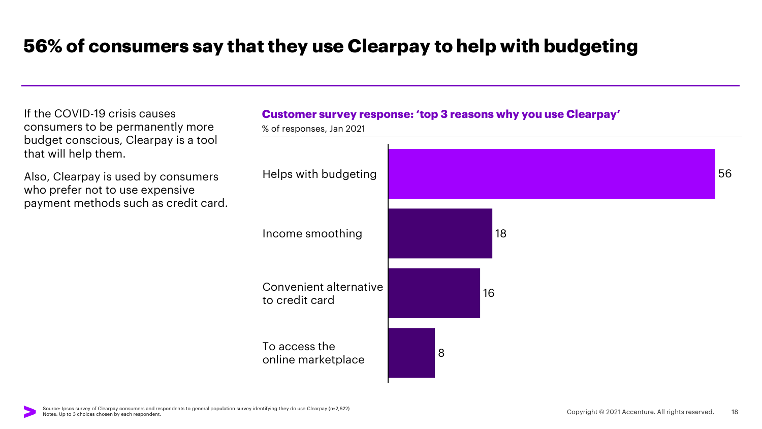# 56% of consumers say that they use Clearpay to help with budgeting

If the COVID-19 crisis causes consumers to be permanently more budget conscious, Clearpay is a tool that will help them.

Also, Clearpay is used by consumers who prefer not to use expensive payment methods such as credit card.

**Customer survey response: 'top 3 reasons why you use Clearpay'**

% of responses, Jan 2021

| Reason | % |
| --- | --- |
| Helps with budgeting | 56 |
| Income smoothing | 18 |
| Convenient alternative to credit card | 16 |
| To access the online marketplace | 8 |

Source: Ipsos survey of Clearpay consumers and respondents to general population survey identifying they do use Clearpay (n=2,622)
Notes: Up to 3 choices chosen by each respondent.

Copyright © 2021 Accenture. All rights reserved.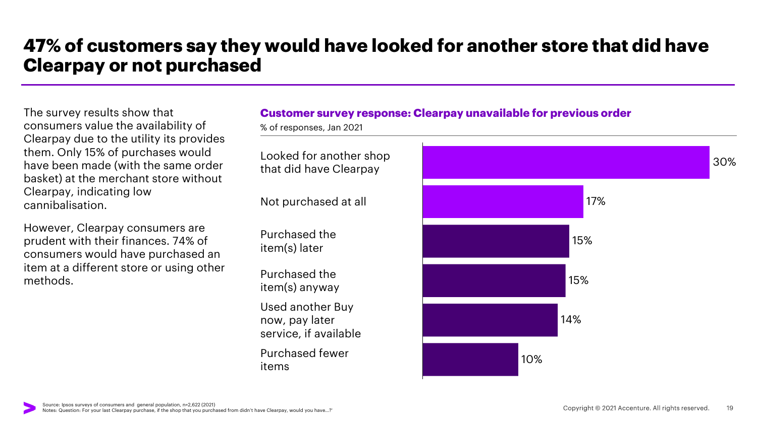# 47% of customers say they would have looked for another store that did have Clearpay or not purchased

The survey results show that consumers value the availability of Clearpay due to the utility its provides them. Only 15% of purchases would have been made (with the same order basket) at the merchant store without Clearpay, indicating low cannibalisation.

However, Clearpay consumers are prudent with their finances. 74% of consumers would have purchased an item at a different store or using other methods.

**Customer survey response: Clearpay unavailable for previous order**

% of responses, Jan 2021

| Response | % |
|---|---|
| Looked for another shop that did have Clearpay | 30% |
| Not purchased at all | 17% |
| Purchased the item(s) later | 15% |
| Purchased the item(s) anyway | 15% |
| Used another Buy now, pay later service, if available | 14% |
| Purchased fewer items | 10% |

Source: Ipsos surveys of consumers and general population, n=2,622 (2021)
Notes: Question: For your last Clearpay purchase, if the shop that you purchased from didn't have Clearpay, would you have…?'

Copyright © 2021 Accenture. All rights reserved.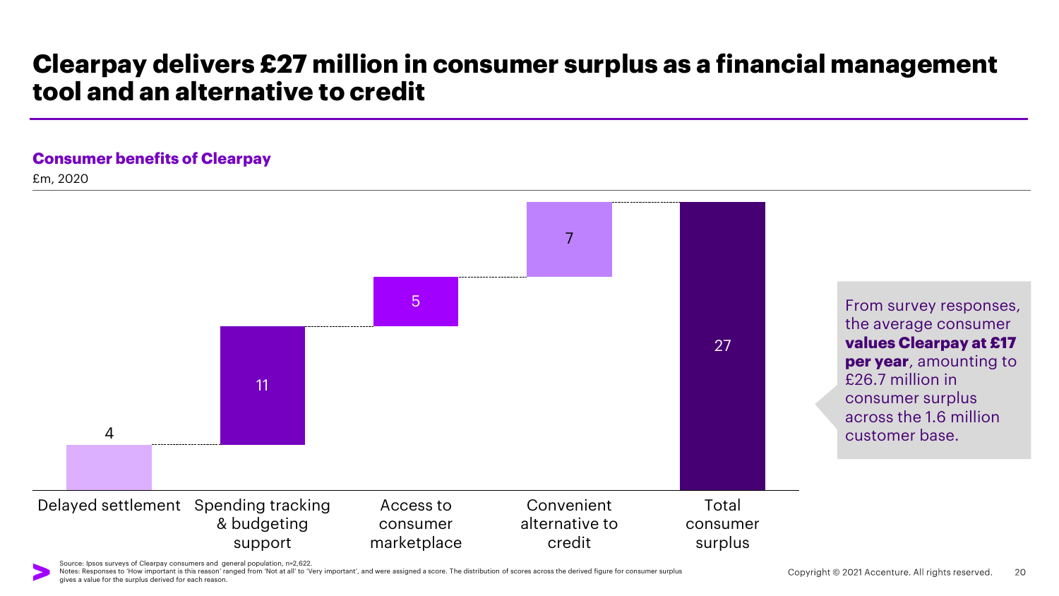# Clearpay delivers £27 million in consumer surplus as a financial management tool and an alternative to credit

**Consumer benefits of Clearpay**

£m, 2020

| Category | Value |
|---|---|
| Delayed settlement | 4 |
| Spending tracking & budgeting support | 11 |
| Access to consumer marketplace | 5 |
| Convenient alternative to credit | 7 |
| Total consumer surplus | 27 |

From survey responses, the average consumer **values Clearpay at £17 per year**, amounting to £26.7 million in consumer surplus across the 1.6 million customer base.

Source: Ipsos surveys of Clearpay consumers and general population, n=2,622.

Notes: Responses to 'How important is this reason' ranged from 'Not at all' to 'Very important', and were assigned a score. The distribution of scores across the derived figure for consumer surplus gives a value for the surplus derived for each reason.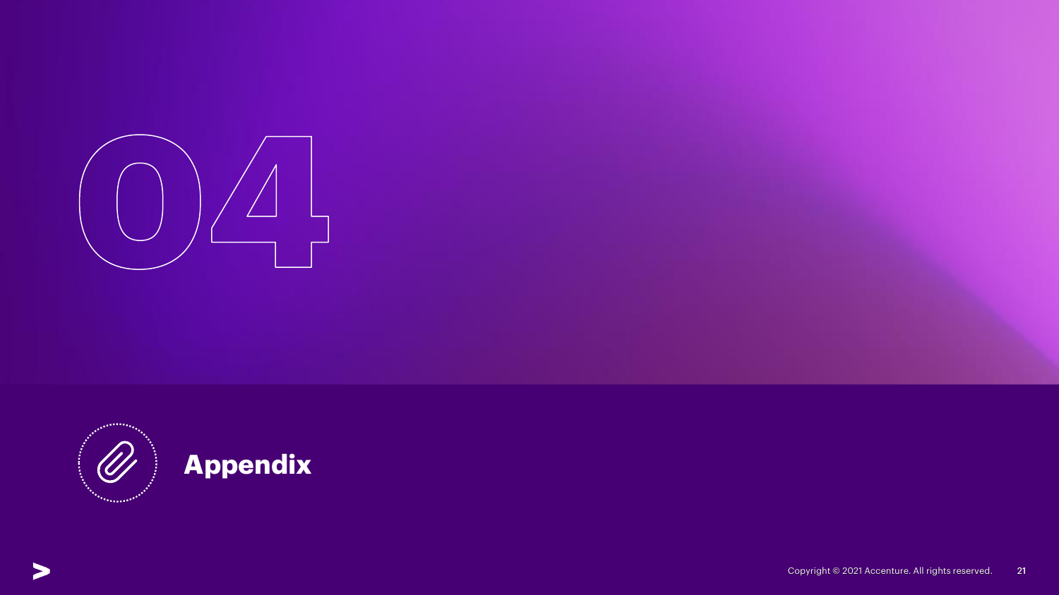# 04

## Appendix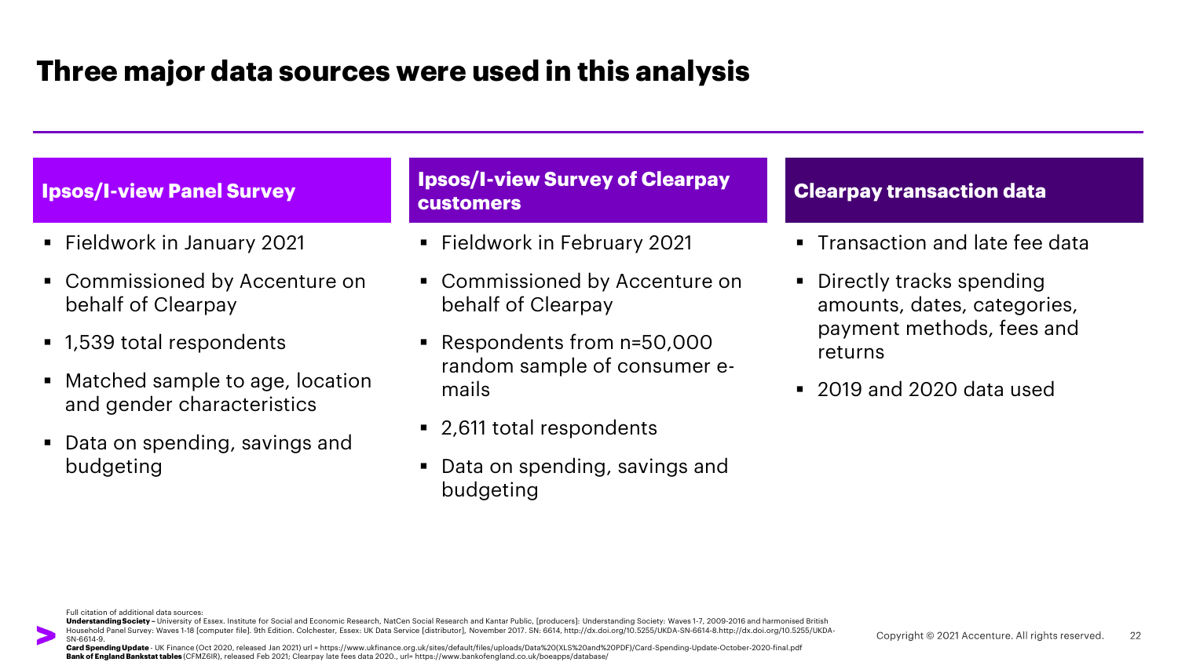# Three major data sources were used in this analysis

## Ipsos/I-view Panel Survey

- Fieldwork in January 2021
- Commissioned by Accenture on behalf of Clearpay
- 1,539 total respondents
- Matched sample to age, location and gender characteristics
- Data on spending, savings and budgeting

## Ipsos/I-view Survey of Clearpay customers

- Fieldwork in February 2021
- Commissioned by Accenture on behalf of Clearpay
- Respondents from n=50,000 random sample of consumer e-mails
- 2,611 total respondents
- Data on spending, savings and budgeting

## Clearpay transaction data

- Transaction and late fee data
- Directly tracks spending amounts, dates, categories, payment methods, fees and returns
- 2019 and 2020 data used

Full citation of additional data sources:
**Understanding Society** – University of Essex. Institute for Social and Economic Research, NatCen Social Research and Kantar Public, [producers]: Understanding Society: Waves 1-7, 2009-2016 and harmonised British Household Panel Survey: Waves 1-18 [computer file]. 9th Edition. Colchester, Essex: UK Data Service [distributor], November 2017. SN: 6614, http://dx.doi.org/10.5255/UKDA-SN-6614-8.http://dx.doi.org/10.5255/UKDA-SN-6614-9.
**Card Spending Update** - UK Finance (Oct 2020, released Jan 2021) url = https://www.ukfinance.org.uk/sites/default/files/uploads/Data%20(XLS%20and%20PDF)/Card-Spending-Update-October-2020-final.pdf
**Bank of England Bankstat tables** (CFMZ6IR), released Feb 2021; Clearpay late fees data 2020., url= https://www.bankofengland.co.uk/boeapps/database/

Copyright © 2021 Accenture. All rights reserved.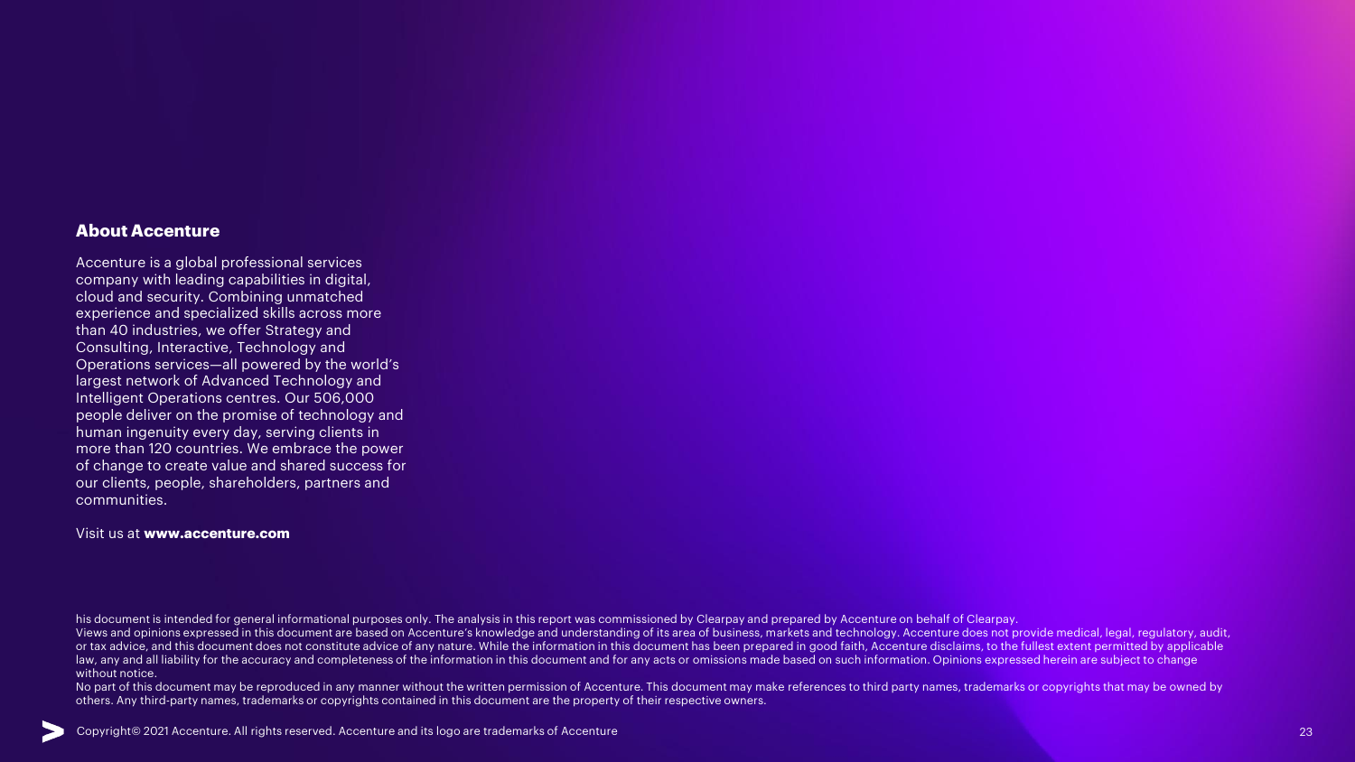## About Accenture

Accenture is a global professional services company with leading capabilities in digital, cloud and security. Combining unmatched experience and specialized skills across more than 40 industries, we offer Strategy and Consulting, Interactive, Technology and Operations services—all powered by the world's largest network of Advanced Technology and Intelligent Operations centres. Our 506,000 people deliver on the promise of technology and human ingenuity every day, serving clients in more than 120 countries. We embrace the power of change to create value and shared success for our clients, people, shareholders, partners and communities.

Visit us at **www.accenture.com**

his document is intended for general informational purposes only. The analysis in this report was commissioned by Clearpay and prepared by Accenture on behalf of Clearpay.
Views and opinions expressed in this document are based on Accenture's knowledge and understanding of its area of business, markets and technology. Accenture does not provide medical, legal, regulatory, audit, or tax advice, and this document does not constitute advice of any nature. While the information in this document has been prepared in good faith, Accenture disclaims, to the fullest extent permitted by applicable law, any and all liability for the accuracy and completeness of the information in this document and for any acts or omissions made based on such information. Opinions expressed herein are subject to change without notice.
No part of this document may be reproduced in any manner without the written permission of Accenture. This document may make references to third party names, trademarks or copyrights that may be owned by others. Any third-party names, trademarks or copyrights contained in this document are the property of their respective owners.

Copyright© 2021 Accenture. All rights reserved. Accenture and its logo are trademarks of Accenture